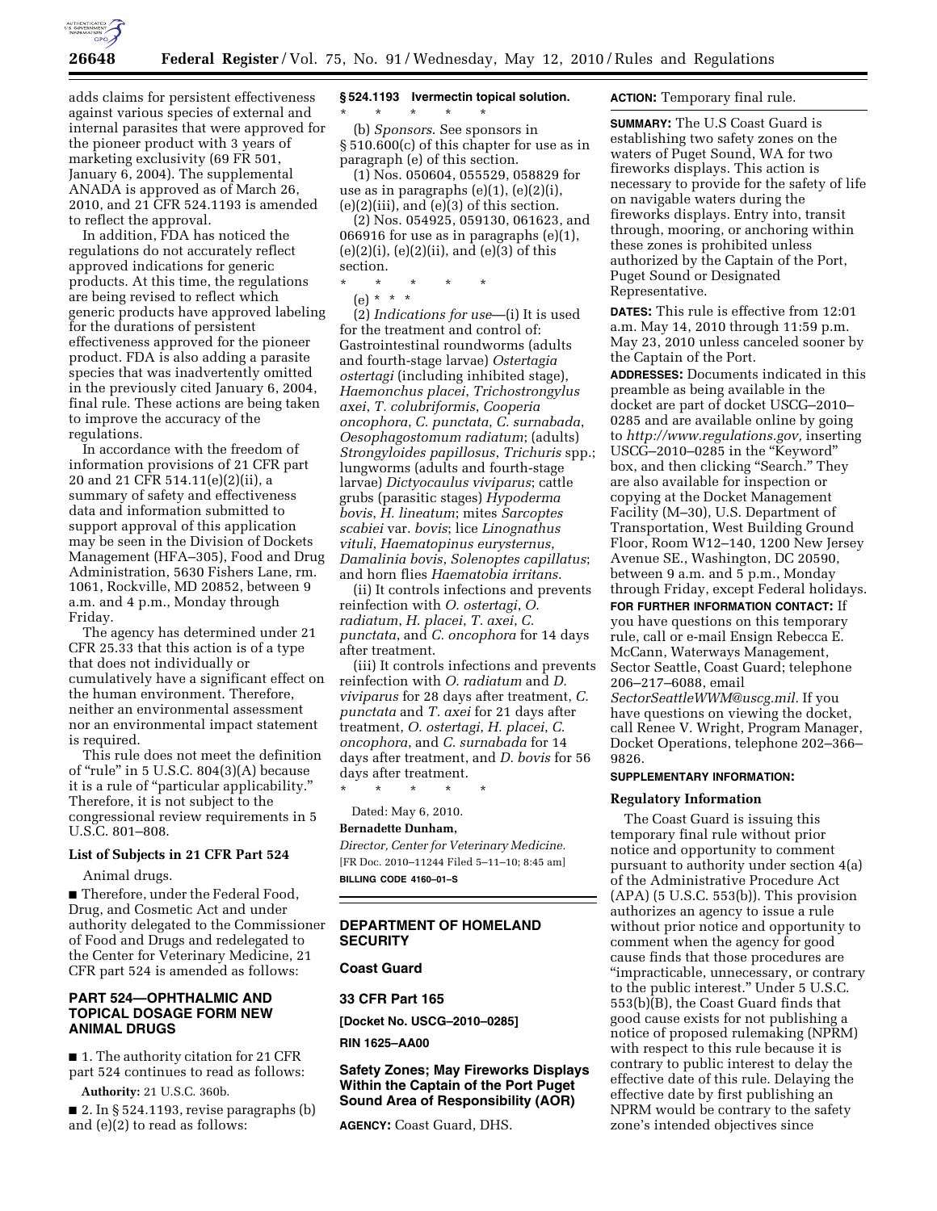adds claims for persistent effectiveness against various species of external and internal parasites that were approved for the pioneer product with 3 years of marketing exclusivity (69 FR 501, January 6, 2004). The supplemental ANADA is approved as of March 26, 2010, and 21 CFR 524.1193 is amended to reflect the approval.

In addition, FDA has noticed the regulations do not accurately reflect approved indications for generic products. At this time, the regulations are being revised to reflect which generic products have approved labeling for the durations of persistent effectiveness approved for the pioneer product. FDA is also adding a parasite species that was inadvertently omitted in the previously cited January 6, 2004, final rule. These actions are being taken to improve the accuracy of the regulations.

In accordance with the freedom of information provisions of 21 CFR part 20 and 21 CFR 514.11(e)(2)(ii), a summary of safety and effectiveness data and information submitted to support approval of this application may be seen in the Division of Dockets Management (HFA–305), Food and Drug Administration, 5630 Fishers Lane, rm. 1061, Rockville, MD 20852, between 9 a.m. and 4 p.m., Monday through Friday.

The agency has determined under 21 CFR 25.33 that this action is of a type that does not individually or cumulatively have a significant effect on the human environment. Therefore, neither an environmental assessment nor an environmental impact statement is required.

This rule does not meet the definition of "rule" in 5 U.S.C. 804(3)(A) because it is a rule of "particular applicability." Therefore, it is not subject to the congressional review requirements in 5 U.S.C. 801–808.

### List of Subjects in 21 CFR Part 524

Animal drugs.

■ Therefore, under the Federal Food, Drug, and Cosmetic Act and under authority delegated to the Commissioner of Food and Drugs and redelegated to the Center for Veterinary Medicine, 21 CFR part 524 is amended as follows:

## PART 524—OPHTHALMIC AND TOPICAL DOSAGE FORM NEW ANIMAL DRUGS

■ 1. The authority citation for 21 CFR part 524 continues to read as follows:

**Authority:** 21 U.S.C. 360b.

■ 2. In § 524.1193, revise paragraphs (b) and (e)(2) to read as follows:

### § 524.1193 Ivermectin topical solution.

\* \* \* \* \*

(b) *Sponsors*. See sponsors in § 510.600(c) of this chapter for use as in paragraph (e) of this section.

(1) Nos. 050604, 055529, 058829 for use as in paragraphs (e)(1), (e)(2)(i), (e)(2)(iii), and (e)(3) of this section.

(2) Nos. 054925, 059130, 061623, and 066916 for use as in paragraphs (e)(1), (e)(2)(i), (e)(2)(ii), and (e)(3) of this section.

\* \* \* \* \*

(e) \* \* \*

(2) *Indications for use*—(i) It is used for the treatment and control of: Gastrointestinal roundworms (adults and fourth-stage larvae) *Ostertagia ostertagi* (including inhibited stage), *Haemonchus placei*, *Trichostrongylus axei*, *T. colubriformis*, *Cooperia oncophora*, *C. punctata*, *C. surnabada*, *Oesophagostomum radiatum*; (adults) *Strongyloides papillosus*, *Trichuris* spp.; lungworms (adults and fourth-stage larvae) *Dictyocaulus viviparus*; cattle grubs (parasitic stages) *Hypoderma bovis*, *H. lineatum*; mites *Sarcoptes scabiei* var. *bovis*; lice *Linognathus vituli*, *Haematopinus eurysternus*, *Damalinia bovis*, *Solenoptes capillatus*; and horn flies *Haematobia irritans*.

(ii) It controls infections and prevents reinfection with *O. ostertagi*, *O. radiatum*, *H. placei*, *T. axei*, *C. punctata*, and *C. oncophora* for 14 days after treatment.

(iii) It controls infections and prevents reinfection with *O. radiatum* and *D. viviparus* for 28 days after treatment, *C. punctata* and *T. axei* for 21 days after treatment, *O. ostertagi*, *H. placei*, *C. oncophora*, and *C. surnabada* for 14 days after treatment, and *D. bovis* for 56 days after treatment.

\* \* \* \* \*

Dated: May 6, 2010.

**Bernadette Dunham,**

*Director, Center for Veterinary Medicine.*

[FR Doc. 2010–11244 Filed 5–11–10; 8:45 am]

**BILLING CODE 4160–01–S**

## DEPARTMENT OF HOMELAND SECURITY

### Coast Guard

### 33 CFR Part 165

**[Docket No. USCG–2010–0285]**

**RIN 1625–AA00**

### Safety Zones; May Fireworks Displays Within the Captain of the Port Puget Sound Area of Responsibility (AOR)

**AGENCY:** Coast Guard, DHS.

**ACTION:** Temporary final rule.

**SUMMARY:** The U.S Coast Guard is establishing two safety zones on the waters of Puget Sound, WA for two fireworks displays. This action is necessary to provide for the safety of life on navigable waters during the fireworks displays. Entry into, transit through, mooring, or anchoring within these zones is prohibited unless authorized by the Captain of the Port, Puget Sound or Designated Representative.

**DATES:** This rule is effective from 12:01 a.m. May 14, 2010 through 11:59 p.m. May 23, 2010 unless canceled sooner by the Captain of the Port.

**ADDRESSES:** Documents indicated in this preamble as being available in the docket are part of docket USCG–2010–0285 and are available online by going to *http://www.regulations.gov,* inserting USCG–2010–0285 in the "Keyword" box, and then clicking "Search." They are also available for inspection or copying at the Docket Management Facility (M–30), U.S. Department of Transportation, West Building Ground Floor, Room W12–140, 1200 New Jersey Avenue SE., Washington, DC 20590, between 9 a.m. and 5 p.m., Monday through Friday, except Federal holidays.

**FOR FURTHER INFORMATION CONTACT:** If you have questions on this temporary rule, call or e-mail Ensign Rebecca E. McCann, Waterways Management, Sector Seattle, Coast Guard; telephone 206–217–6088, email *SectorSeattleWWM@uscg.mil.* If you have questions on viewing the docket, call Renee V. Wright, Program Manager, Docket Operations, telephone 202–366–9826.

**SUPPLEMENTARY INFORMATION:**

### Regulatory Information

The Coast Guard is issuing this temporary final rule without prior notice and opportunity to comment pursuant to authority under section 4(a) of the Administrative Procedure Act (APA) (5 U.S.C. 553(b)). This provision authorizes an agency to issue a rule without prior notice and opportunity to comment when the agency for good cause finds that those procedures are "impracticable, unnecessary, or contrary to the public interest." Under 5 U.S.C. 553(b)(B), the Coast Guard finds that good cause exists for not publishing a notice of proposed rulemaking (NPRM) with respect to this rule because it is contrary to public interest to delay the effective date of this rule. Delaying the effective date by first publishing an NPRM would be contrary to the safety zone's intended objectives since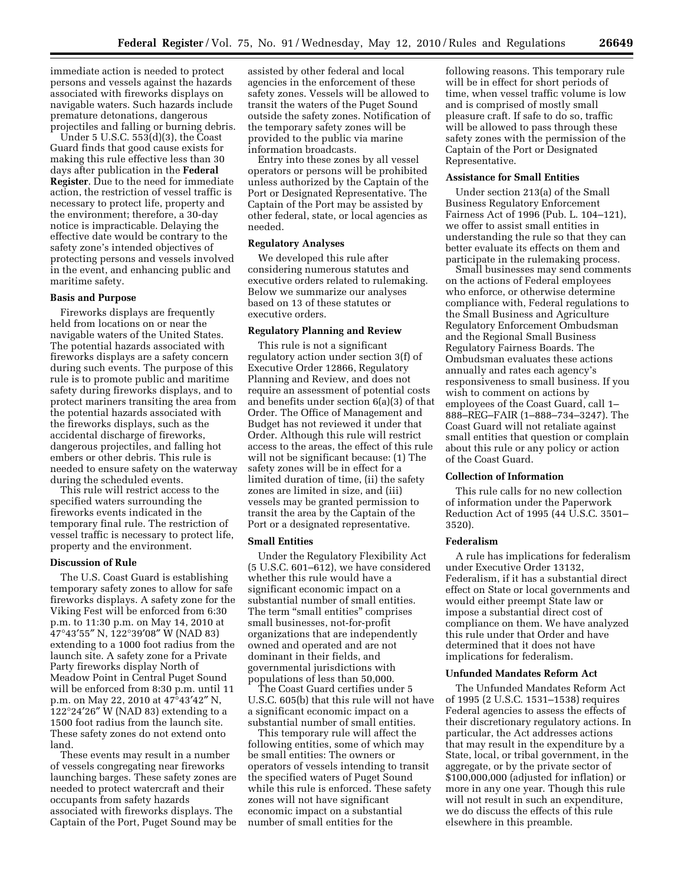immediate action is needed to protect persons and vessels against the hazards associated with fireworks displays on navigable waters. Such hazards include premature detonations, dangerous projectiles and falling or burning debris.

Under 5 U.S.C. 553(d)(3), the Coast Guard finds that good cause exists for making this rule effective less than 30 days after publication in the **Federal Register**. Due to the need for immediate action, the restriction of vessel traffic is necessary to protect life, property and the environment; therefore, a 30-day notice is impracticable. Delaying the effective date would be contrary to the safety zone's intended objectives of protecting persons and vessels involved in the event, and enhancing public and maritime safety.

### Basis and Purpose

Fireworks displays are frequently held from locations on or near the navigable waters of the United States. The potential hazards associated with fireworks displays are a safety concern during such events. The purpose of this rule is to promote public and maritime safety during fireworks displays, and to protect mariners transiting the area from the potential hazards associated with the fireworks displays, such as the accidental discharge of fireworks, dangerous projectiles, and falling hot embers or other debris. This rule is needed to ensure safety on the waterway during the scheduled events.

This rule will restrict access to the specified waters surrounding the fireworks events indicated in the temporary final rule. The restriction of vessel traffic is necessary to protect life, property and the environment.

### Discussion of Rule

The U.S. Coast Guard is establishing temporary safety zones to allow for safe fireworks displays. A safety zone for the Viking Fest will be enforced from 6:30 p.m. to 11:30 p.m. on May 14, 2010 at 47°43′55″ N, 122°39′08″ W (NAD 83) extending to a 1000 foot radius from the launch site. A safety zone for a Private Party fireworks display North of Meadow Point in Central Puget Sound will be enforced from 8:30 p.m. until 11 p.m. on May 22, 2010 at 47°43′42″ N, 122°24′26″ W (NAD 83) extending to a 1500 foot radius from the launch site. These safety zones do not extend onto land.

These events may result in a number of vessels congregating near fireworks launching barges. These safety zones are needed to protect watercraft and their occupants from safety hazards associated with fireworks displays. The Captain of the Port, Puget Sound may be assisted by other federal and local agencies in the enforcement of these safety zones. Vessels will be allowed to transit the waters of the Puget Sound outside the safety zones. Notification of the temporary safety zones will be provided to the public via marine information broadcasts.

Entry into these zones by all vessel operators or persons will be prohibited unless authorized by the Captain of the Port or Designated Representative. The Captain of the Port may be assisted by other federal, state, or local agencies as needed.

### Regulatory Analyses

We developed this rule after considering numerous statutes and executive orders related to rulemaking. Below we summarize our analyses based on 13 of these statutes or executive orders.

### Regulatory Planning and Review

This rule is not a significant regulatory action under section 3(f) of Executive Order 12866, Regulatory Planning and Review, and does not require an assessment of potential costs and benefits under section 6(a)(3) of that Order. The Office of Management and Budget has not reviewed it under that Order. Although this rule will restrict access to the areas, the effect of this rule will not be significant because: (1) The safety zones will be in effect for a limited duration of time, (ii) the safety zones are limited in size, and (iii) vessels may be granted permission to transit the area by the Captain of the Port or a designated representative.

### Small Entities

Under the Regulatory Flexibility Act (5 U.S.C. 601–612), we have considered whether this rule would have a significant economic impact on a substantial number of small entities. The term "small entities" comprises small businesses, not-for-profit organizations that are independently owned and operated and are not dominant in their fields, and governmental jurisdictions with populations of less than 50,000.

The Coast Guard certifies under 5 U.S.C. 605(b) that this rule will not have a significant economic impact on a substantial number of small entities.

This temporary rule will affect the following entities, some of which may be small entities: The owners or operators of vessels intending to transit the specified waters of Puget Sound while this rule is enforced. These safety zones will not have significant economic impact on a substantial number of small entities for the following reasons. This temporary rule will be in effect for short periods of time, when vessel traffic volume is low and is comprised of mostly small pleasure craft. If safe to do so, traffic will be allowed to pass through these safety zones with the permission of the Captain of the Port or Designated Representative.

### Assistance for Small Entities

Under section 213(a) of the Small Business Regulatory Enforcement Fairness Act of 1996 (Pub. L. 104–121), we offer to assist small entities in understanding the rule so that they can better evaluate its effects on them and participate in the rulemaking process.

Small businesses may send comments on the actions of Federal employees who enforce, or otherwise determine compliance with, Federal regulations to the Small Business and Agriculture Regulatory Enforcement Ombudsman and the Regional Small Business Regulatory Fairness Boards. The Ombudsman evaluates these actions annually and rates each agency's responsiveness to small business. If you wish to comment on actions by employees of the Coast Guard, call 1–888–REG–FAIR (1–888–734–3247). The Coast Guard will not retaliate against small entities that question or complain about this rule or any policy or action of the Coast Guard.

### Collection of Information

This rule calls for no new collection of information under the Paperwork Reduction Act of 1995 (44 U.S.C. 3501–3520).

### Federalism

A rule has implications for federalism under Executive Order 13132, Federalism, if it has a substantial direct effect on State or local governments and would either preempt State law or impose a substantial direct cost of compliance on them. We have analyzed this rule under that Order and have determined that it does not have implications for federalism.

### Unfunded Mandates Reform Act

The Unfunded Mandates Reform Act of 1995 (2 U.S.C. 1531–1538) requires Federal agencies to assess the effects of their discretionary regulatory actions. In particular, the Act addresses actions that may result in the expenditure by a State, local, or tribal government, in the aggregate, or by the private sector of $100,000,000 (adjusted for inflation) or more in any one year. Though this rule will not result in such an expenditure, we do discuss the effects of this rule elsewhere in this preamble.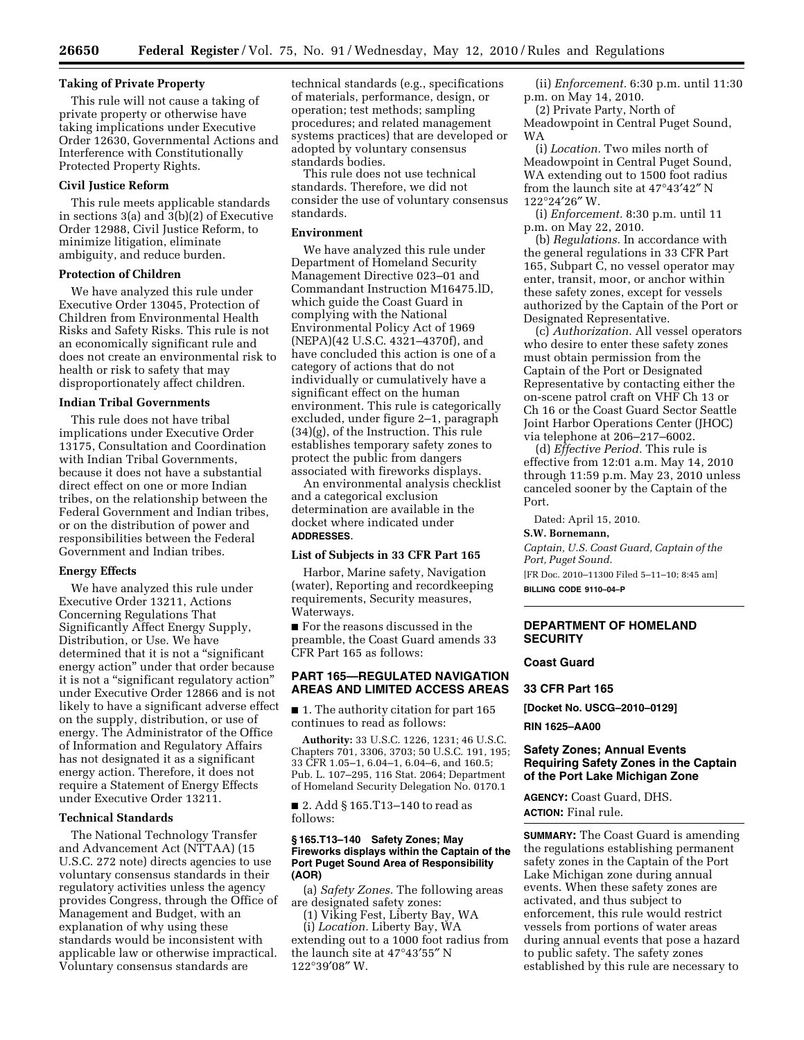**Taking of Private Property**

This rule will not cause a taking of private property or otherwise have taking implications under Executive Order 12630, Governmental Actions and Interference with Constitutionally Protected Property Rights.

**Civil Justice Reform**

This rule meets applicable standards in sections 3(a) and 3(b)(2) of Executive Order 12988, Civil Justice Reform, to minimize litigation, eliminate ambiguity, and reduce burden.

**Protection of Children**

We have analyzed this rule under Executive Order 13045, Protection of Children from Environmental Health Risks and Safety Risks. This rule is not an economically significant rule and does not create an environmental risk to health or risk to safety that may disproportionately affect children.

**Indian Tribal Governments**

This rule does not have tribal implications under Executive Order 13175, Consultation and Coordination with Indian Tribal Governments, because it does not have a substantial direct effect on one or more Indian tribes, on the relationship between the Federal Government and Indian tribes, or on the distribution of power and responsibilities between the Federal Government and Indian tribes.

**Energy Effects**

We have analyzed this rule under Executive Order 13211, Actions Concerning Regulations That Significantly Affect Energy Supply, Distribution, or Use. We have determined that it is not a "significant energy action" under that order because it is not a "significant regulatory action" under Executive Order 12866 and is not likely to have a significant adverse effect on the supply, distribution, or use of energy. The Administrator of the Office of Information and Regulatory Affairs has not designated it as a significant energy action. Therefore, it does not require a Statement of Energy Effects under Executive Order 13211.

**Technical Standards**

The National Technology Transfer and Advancement Act (NTTAA) (15 U.S.C. 272 note) directs agencies to use voluntary consensus standards in their regulatory activities unless the agency provides Congress, through the Office of Management and Budget, with an explanation of why using these standards would be inconsistent with applicable law or otherwise impractical. Voluntary consensus standards are technical standards (e.g., specifications of materials, performance, design, or operation; test methods; sampling procedures; and related management systems practices) that are developed or adopted by voluntary consensus standards bodies.

This rule does not use technical standards. Therefore, we did not consider the use of voluntary consensus standards.

**Environment**

We have analyzed this rule under Department of Homeland Security Management Directive 023–01 and Commandant Instruction M16475.lD, which guide the Coast Guard in complying with the National Environmental Policy Act of 1969 (NEPA)(42 U.S.C. 4321–4370f), and have concluded this action is one of a category of actions that do not individually or cumulatively have a significant effect on the human environment. This rule is categorically excluded, under figure 2–1, paragraph (34)(g), of the Instruction. This rule establishes temporary safety zones to protect the public from dangers associated with fireworks displays.

An environmental analysis checklist and a categorical exclusion determination are available in the docket where indicated under **ADDRESSES**.

**List of Subjects in 33 CFR Part 165**

Harbor, Marine safety, Navigation (water), Reporting and recordkeeping requirements, Security measures, Waterways.

■ For the reasons discussed in the preamble, the Coast Guard amends 33 CFR Part 165 as follows:

**PART 165—REGULATED NAVIGATION AREAS AND LIMITED ACCESS AREAS**

■ 1. The authority citation for part 165 continues to read as follows:

**Authority:** 33 U.S.C. 1226, 1231; 46 U.S.C. Chapters 701, 3306, 3703; 50 U.S.C. 191, 195; 33 CFR 1.05–1, 6.04–1, 6.04–6, and 160.5; Pub. L. 107–295, 116 Stat. 2064; Department of Homeland Security Delegation No. 0170.1

■ 2. Add § 165.T13–140 to read as follows:

**§ 165.T13–140 Safety Zones; May Fireworks displays within the Captain of the Port Puget Sound Area of Responsibility (AOR)**

(a) *Safety Zones.* The following areas are designated safety zones:

(1) Viking Fest, Liberty Bay, WA

(i) *Location.* Liberty Bay, WA extending out to a 1000 foot radius from the launch site at 47°43′55″ N 122°39′08″ W.

(ii) *Enforcement.* 6:30 p.m. until 11:30 p.m. on May 14, 2010.

(2) Private Party, North of Meadowpoint in Central Puget Sound, WA

(i) *Location.* Two miles north of Meadowpoint in Central Puget Sound, WA extending out to 1500 foot radius from the launch site at 47°43′42″ N 122°24′26″ W.

(i) *Enforcement.* 8:30 p.m. until 11 p.m. on May 22, 2010.

(b) *Regulations.* In accordance with the general regulations in 33 CFR Part 165, Subpart C, no vessel operator may enter, transit, moor, or anchor within these safety zones, except for vessels authorized by the Captain of the Port or Designated Representative.

(c) *Authorization.* All vessel operators who desire to enter these safety zones must obtain permission from the Captain of the Port or Designated Representative by contacting either the on-scene patrol craft on VHF Ch 13 or Ch 16 or the Coast Guard Sector Seattle Joint Harbor Operations Center (JHOC) via telephone at 206–217–6002.

(d) *Effective Period.* This rule is effective from 12:01 a.m. May 14, 2010 through 11:59 p.m. May 23, 2010 unless canceled sooner by the Captain of the Port.

Dated: April 15, 2010.

**S.W. Bornemann,**

*Captain, U.S. Coast Guard, Captain of the Port, Puget Sound.*

[FR Doc. 2010–11300 Filed 5–11–10; 8:45 am]

**BILLING CODE 9110–04–P**

---

**DEPARTMENT OF HOMELAND SECURITY**

**Coast Guard**

**33 CFR Part 165**

**[Docket No. USCG–2010–0129]**

**RIN 1625–AA00**

**Safety Zones; Annual Events Requiring Safety Zones in the Captain of the Port Lake Michigan Zone**

**AGENCY:** Coast Guard, DHS.

**ACTION:** Final rule.

**SUMMARY:** The Coast Guard is amending the regulations establishing permanent safety zones in the Captain of the Port Lake Michigan zone during annual events. When these safety zones are activated, and thus subject to enforcement, this rule would restrict vessels from portions of water areas during annual events that pose a hazard to public safety. The safety zones established by this rule are necessary to